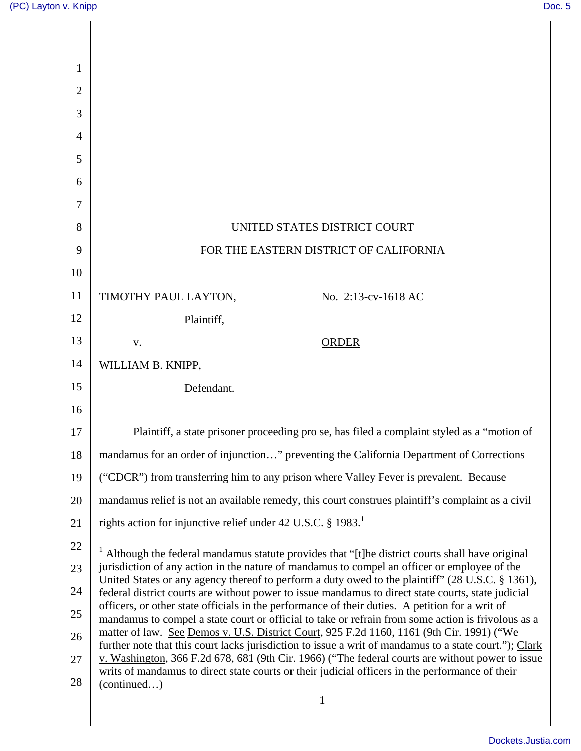UNITED STATES DISTRICT COURT

FOR THE EASTERN DISTRICT OF CALIFORNIA

TIMOTHY PAUL LAYTON,

Plaintiff,

v.

WILLIAM B. KNIPP,

Defendant.

No. 2:13-cv-1618 AC

ORDER

Plaintiff, a state prisoner proceeding pro se, has filed a complaint styled as a "motion of mandamus for an order of injunction…" preventing the California Department of Corrections ("CDCR") from transferring him to any prison where Valley Fever is prevalent. Because mandamus relief is not an available remedy, this court construes plaintiff's complaint as a civil rights action for injunctive relief under 42 U.S.C. § 1983.[1]

---

[1] Although the federal mandamus statute provides that "[t]he district courts shall have original jurisdiction of any action in the nature of mandamus to compel an officer or employee of the United States or any agency thereof to perform a duty owed to the plaintiff" (28 U.S.C. § 1361), federal district courts are without power to issue mandamus to direct state courts, state judicial officers, or other state officials in the performance of their duties. A petition for a writ of mandamus to compel a state court or official to take or refrain from some action is frivolous as a matter of law. See Demos v. U.S. District Court, 925 F.2d 1160, 1161 (9th Cir. 1991) ("We further note that this court lacks jurisdiction to issue a writ of mandamus to a state court."); Clark v. Washington, 366 F.2d 678, 681 (9th Cir. 1966) ("The federal courts are without power to issue writs of mandamus to direct state courts or their judicial officers in the performance of their (continued…)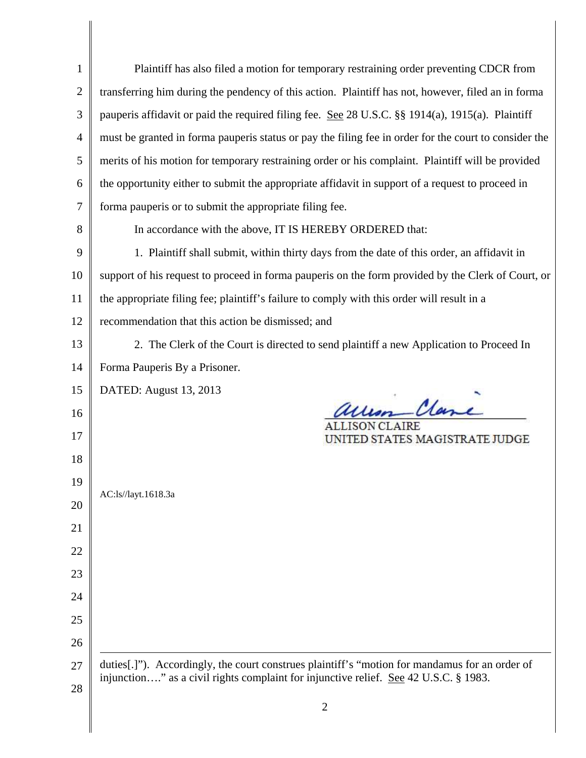Plaintiff has also filed a motion for temporary restraining order preventing CDCR from transferring him during the pendency of this action. Plaintiff has not, however, filed an in forma pauperis affidavit or paid the required filing fee. See 28 U.S.C. §§ 1914(a), 1915(a). Plaintiff must be granted in forma pauperis status or pay the filing fee in order for the court to consider the merits of his motion for temporary restraining order or his complaint. Plaintiff will be provided the opportunity either to submit the appropriate affidavit in support of a request to proceed in forma pauperis or to submit the appropriate filing fee.

In accordance with the above, IT IS HEREBY ORDERED that:

1. Plaintiff shall submit, within thirty days from the date of this order, an affidavit in support of his request to proceed in forma pauperis on the form provided by the Clerk of Court, or the appropriate filing fee; plaintiff's failure to comply with this order will result in a recommendation that this action be dismissed; and

2. The Clerk of the Court is directed to send plaintiff a new Application to Proceed In Forma Pauperis By a Prisoner.

DATED: August 13, 2013

ALLISON CLAIRE
UNITED STATES MAGISTRATE JUDGE

AC:ls//layt.1618.3a

---

duties[.]"). Accordingly, the court construes plaintiff's "motion for mandamus for an order of injunction…." as a civil rights complaint for injunctive relief. See 42 U.S.C. § 1983.